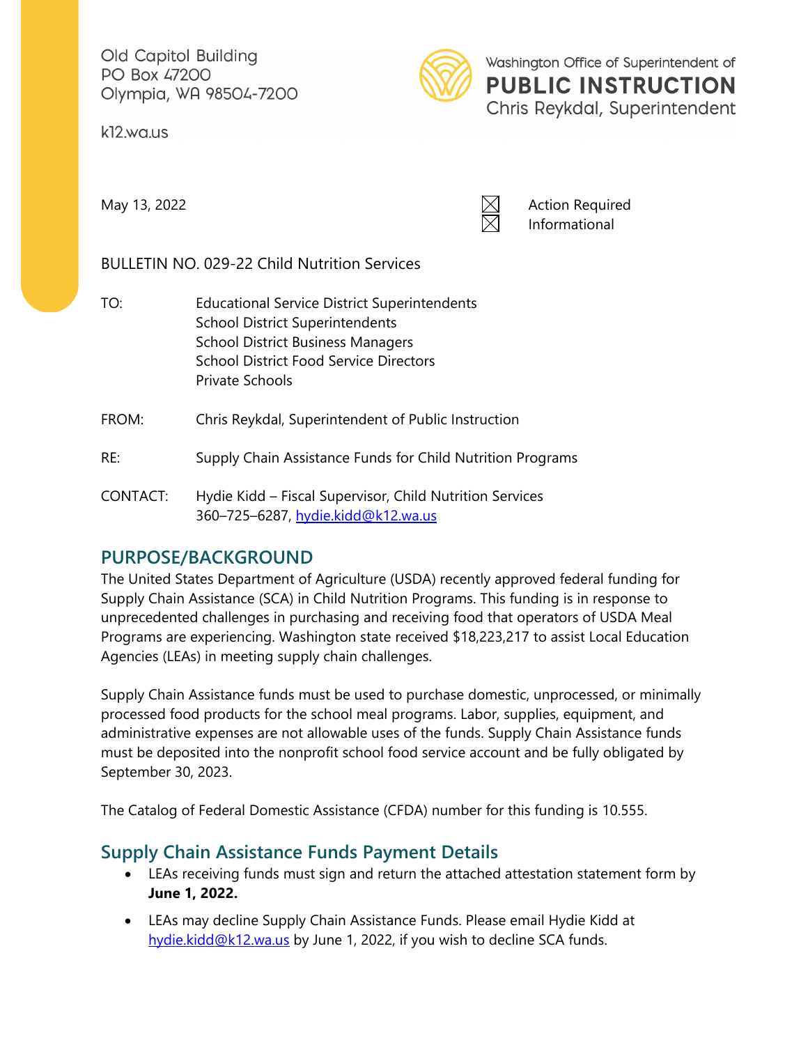Old Capitol Building
PO Box 47200
Olympia, WA 98504-7200

k12.wa.us

Washington Office of Superintendent of
**PUBLIC INSTRUCTION**
Chris Reykdal, Superintendent

May 13, 2022

☒ Action Required
☒ Informational

BULLETIN NO. 029-22 Child Nutrition Services

| | |
|---|---|
| TO: | Educational Service District Superintendents<br>School District Superintendents<br>School District Business Managers<br>School District Food Service Directors<br>Private Schools |
| FROM: | Chris Reykdal, Superintendent of Public Instruction |
| RE: | Supply Chain Assistance Funds for Child Nutrition Programs |
| CONTACT: | Hydie Kidd – Fiscal Supervisor, Child Nutrition Services<br>360–725–6287, hydie.kidd@k12.wa.us |

## PURPOSE/BACKGROUND

The United States Department of Agriculture (USDA) recently approved federal funding for Supply Chain Assistance (SCA) in Child Nutrition Programs. This funding is in response to unprecedented challenges in purchasing and receiving food that operators of USDA Meal Programs are experiencing. Washington state received $18,223,217 to assist Local Education Agencies (LEAs) in meeting supply chain challenges.

Supply Chain Assistance funds must be used to purchase domestic, unprocessed, or minimally processed food products for the school meal programs. Labor, supplies, equipment, and administrative expenses are not allowable uses of the funds. Supply Chain Assistance funds must be deposited into the nonprofit school food service account and be fully obligated by September 30, 2023.

The Catalog of Federal Domestic Assistance (CFDA) number for this funding is 10.555.

### Supply Chain Assistance Funds Payment Details

- LEAs receiving funds must sign and return the attached attestation statement form by **June 1, 2022.**
- LEAs may decline Supply Chain Assistance Funds. Please email Hydie Kidd at hydie.kidd@k12.wa.us by June 1, 2022, if you wish to decline SCA funds.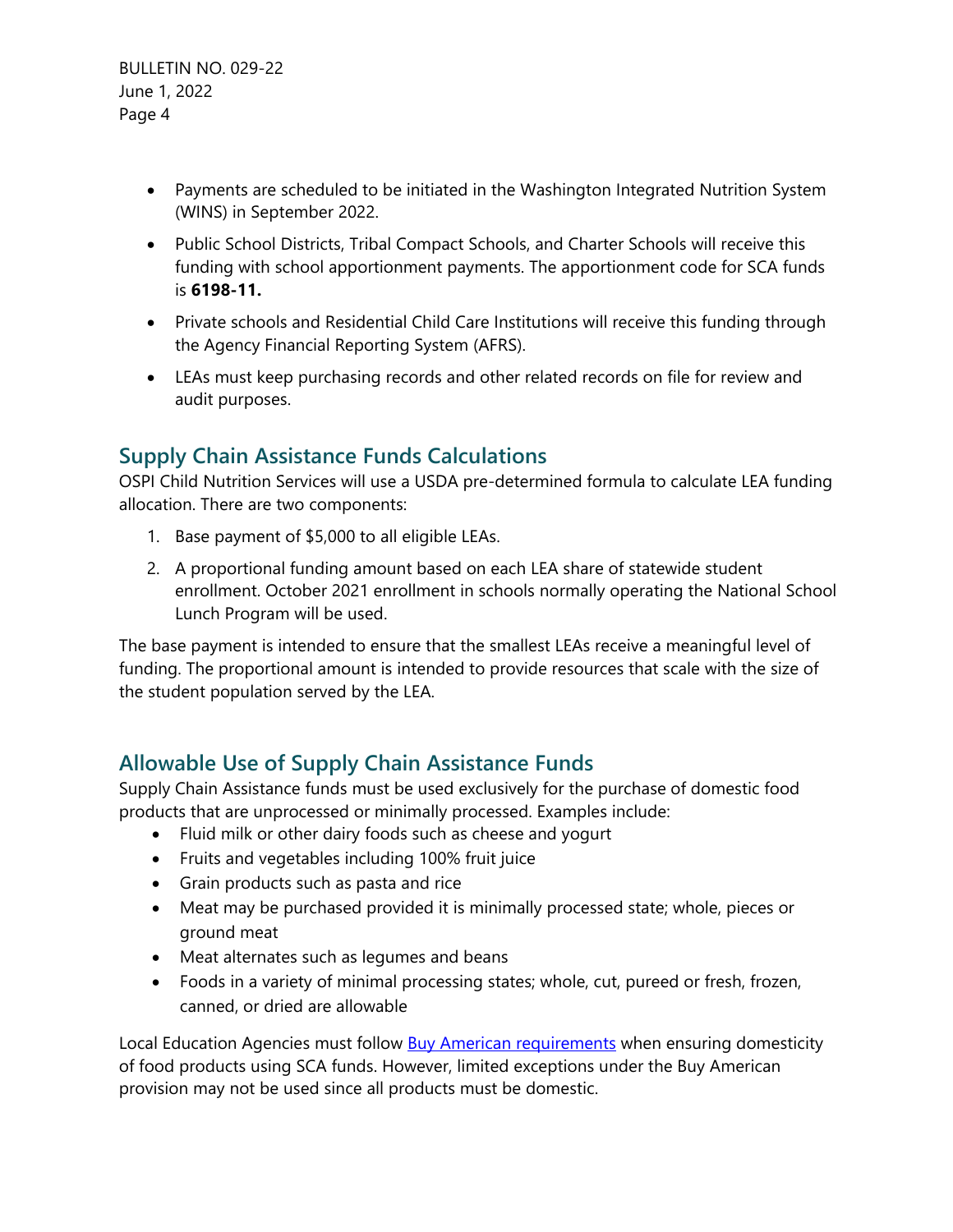- Payments are scheduled to be initiated in the Washington Integrated Nutrition System (WINS) in September 2022.
- Public School Districts, Tribal Compact Schools, and Charter Schools will receive this funding with school apportionment payments. The apportionment code for SCA funds is **6198-11.**
- Private schools and Residential Child Care Institutions will receive this funding through the Agency Financial Reporting System (AFRS).
- LEAs must keep purchasing records and other related records on file for review and audit purposes.

## Supply Chain Assistance Funds Calculations

OSPI Child Nutrition Services will use a USDA pre-determined formula to calculate LEA funding allocation. There are two components:

1. Base payment of $5,000 to all eligible LEAs.
2. A proportional funding amount based on each LEA share of statewide student enrollment. October 2021 enrollment in schools normally operating the National School Lunch Program will be used.

The base payment is intended to ensure that the smallest LEAs receive a meaningful level of funding. The proportional amount is intended to provide resources that scale with the size of the student population served by the LEA.

## Allowable Use of Supply Chain Assistance Funds

Supply Chain Assistance funds must be used exclusively for the purchase of domestic food products that are unprocessed or minimally processed. Examples include:

- Fluid milk or other dairy foods such as cheese and yogurt
- Fruits and vegetables including 100% fruit juice
- Grain products such as pasta and rice
- Meat may be purchased provided it is minimally processed state; whole, pieces or ground meat
- Meat alternates such as legumes and beans
- Foods in a variety of minimal processing states; whole, cut, pureed or fresh, frozen, canned, or dried are allowable

Local Education Agencies must follow [Buy American requirements]() when ensuring domesticity of food products using SCA funds. However, limited exceptions under the Buy American provision may not be used since all products must be domestic.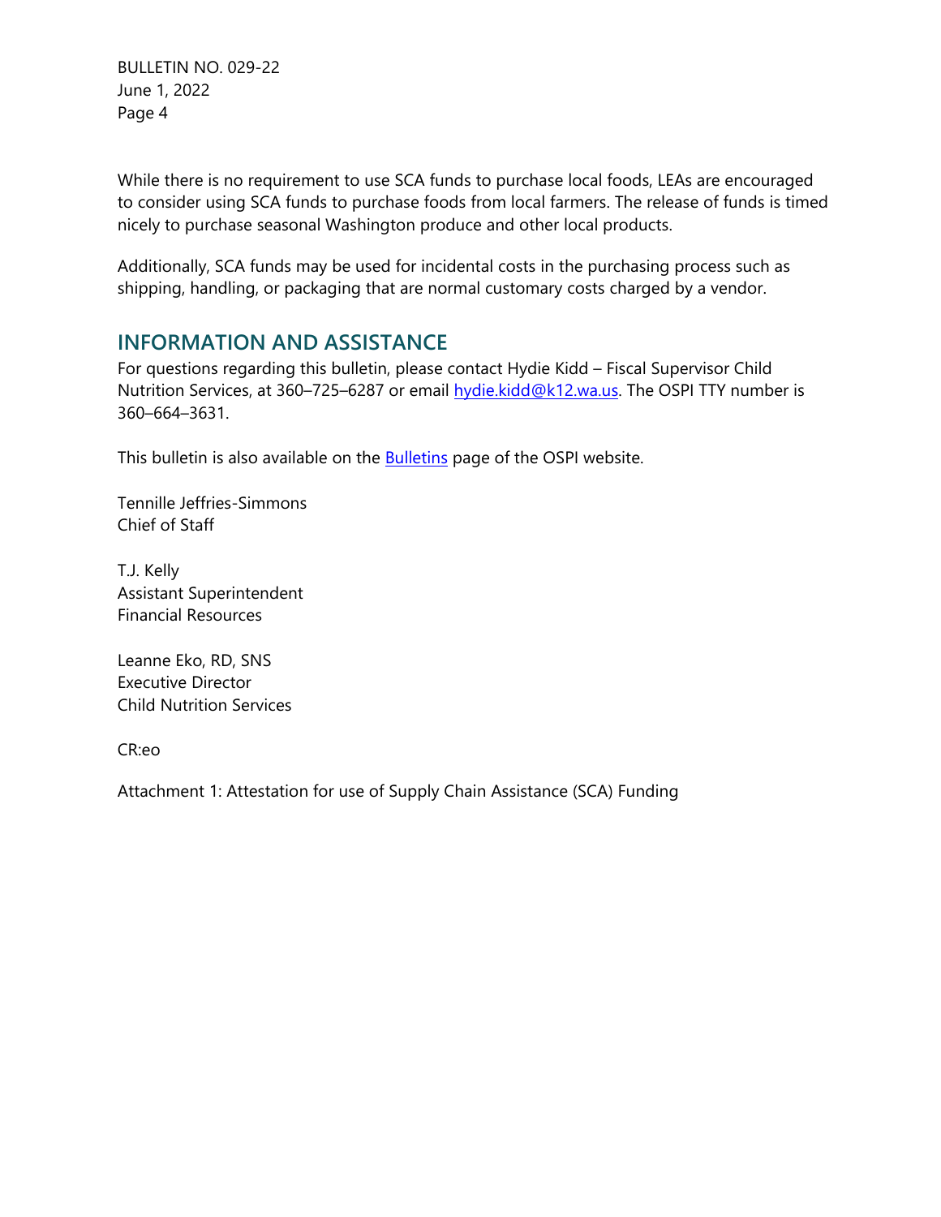While there is no requirement to use SCA funds to purchase local foods, LEAs are encouraged to consider using SCA funds to purchase foods from local farmers. The release of funds is timed nicely to purchase seasonal Washington produce and other local products.

Additionally, SCA funds may be used for incidental costs in the purchasing process such as shipping, handling, or packaging that are normal customary costs charged by a vendor.

## INFORMATION AND ASSISTANCE

For questions regarding this bulletin, please contact Hydie Kidd – Fiscal Supervisor Child Nutrition Services, at 360–725–6287 or email hydie.kidd@k12.wa.us. The OSPI TTY number is 360–664–3631.

This bulletin is also available on the Bulletins page of the OSPI website.

Tennille Jeffries-Simmons
Chief of Staff

T.J. Kelly
Assistant Superintendent
Financial Resources

Leanne Eko, RD, SNS
Executive Director
Child Nutrition Services

CR:eo

Attachment 1: Attestation for use of Supply Chain Assistance (SCA) Funding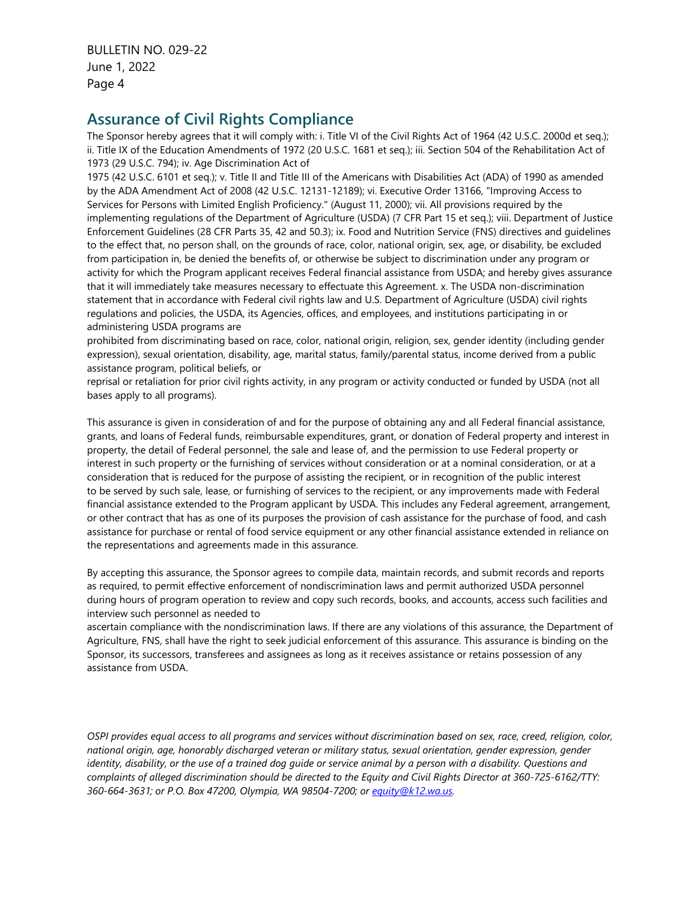## Assurance of Civil Rights Compliance

The Sponsor hereby agrees that it will comply with: i. Title VI of the Civil Rights Act of 1964 (42 U.S.C. 2000d et seq.); ii. Title IX of the Education Amendments of 1972 (20 U.S.C. 1681 et seq.); iii. Section 504 of the Rehabilitation Act of 1973 (29 U.S.C. 794); iv. Age Discrimination Act of 1975 (42 U.S.C. 6101 et seq.); v. Title II and Title III of the Americans with Disabilities Act (ADA) of 1990 as amended by the ADA Amendment Act of 2008 (42 U.S.C. 12131-12189); vi. Executive Order 13166, "Improving Access to Services for Persons with Limited English Proficiency." (August 11, 2000); vii. All provisions required by the implementing regulations of the Department of Agriculture (USDA) (7 CFR Part 15 et seq.); viii. Department of Justice Enforcement Guidelines (28 CFR Parts 35, 42 and 50.3); ix. Food and Nutrition Service (FNS) directives and guidelines to the effect that, no person shall, on the grounds of race, color, national origin, sex, age, or disability, be excluded from participation in, be denied the benefits of, or otherwise be subject to discrimination under any program or activity for which the Program applicant receives Federal financial assistance from USDA; and hereby gives assurance that it will immediately take measures necessary to effectuate this Agreement. x. The USDA non-discrimination statement that in accordance with Federal civil rights law and U.S. Department of Agriculture (USDA) civil rights regulations and policies, the USDA, its Agencies, offices, and employees, and institutions participating in or administering USDA programs are prohibited from discriminating based on race, color, national origin, religion, sex, gender identity (including gender expression), sexual orientation, disability, age, marital status, family/parental status, income derived from a public assistance program, political beliefs, or reprisal or retaliation for prior civil rights activity, in any program or activity conducted or funded by USDA (not all bases apply to all programs).

This assurance is given in consideration of and for the purpose of obtaining any and all Federal financial assistance, grants, and loans of Federal funds, reimbursable expenditures, grant, or donation of Federal property and interest in property, the detail of Federal personnel, the sale and lease of, and the permission to use Federal property or interest in such property or the furnishing of services without consideration or at a nominal consideration, or at a consideration that is reduced for the purpose of assisting the recipient, or in recognition of the public interest to be served by such sale, lease, or furnishing of services to the recipient, or any improvements made with Federal financial assistance extended to the Program applicant by USDA. This includes any Federal agreement, arrangement, or other contract that has as one of its purposes the provision of cash assistance for the purchase of food, and cash assistance for purchase or rental of food service equipment or any other financial assistance extended in reliance on the representations and agreements made in this assurance.

By accepting this assurance, the Sponsor agrees to compile data, maintain records, and submit records and reports as required, to permit effective enforcement of nondiscrimination laws and permit authorized USDA personnel during hours of program operation to review and copy such records, books, and accounts, access such facilities and interview such personnel as needed to ascertain compliance with the nondiscrimination laws. If there are any violations of this assurance, the Department of Agriculture, FNS, shall have the right to seek judicial enforcement of this assurance. This assurance is binding on the Sponsor, its successors, transferees and assignees as long as it receives assistance or retains possession of any assistance from USDA.

*OSPI provides equal access to all programs and services without discrimination based on sex, race, creed, religion, color, national origin, age, honorably discharged veteran or military status, sexual orientation, gender expression, gender identity, disability, or the use of a trained dog guide or service animal by a person with a disability. Questions and complaints of alleged discrimination should be directed to the Equity and Civil Rights Director at 360-725-6162/TTY: 360-664-3631; or P.O. Box 47200, Olympia, WA 98504-7200; or [equity@k12.wa.us](mailto:equity@k12.wa.us).*